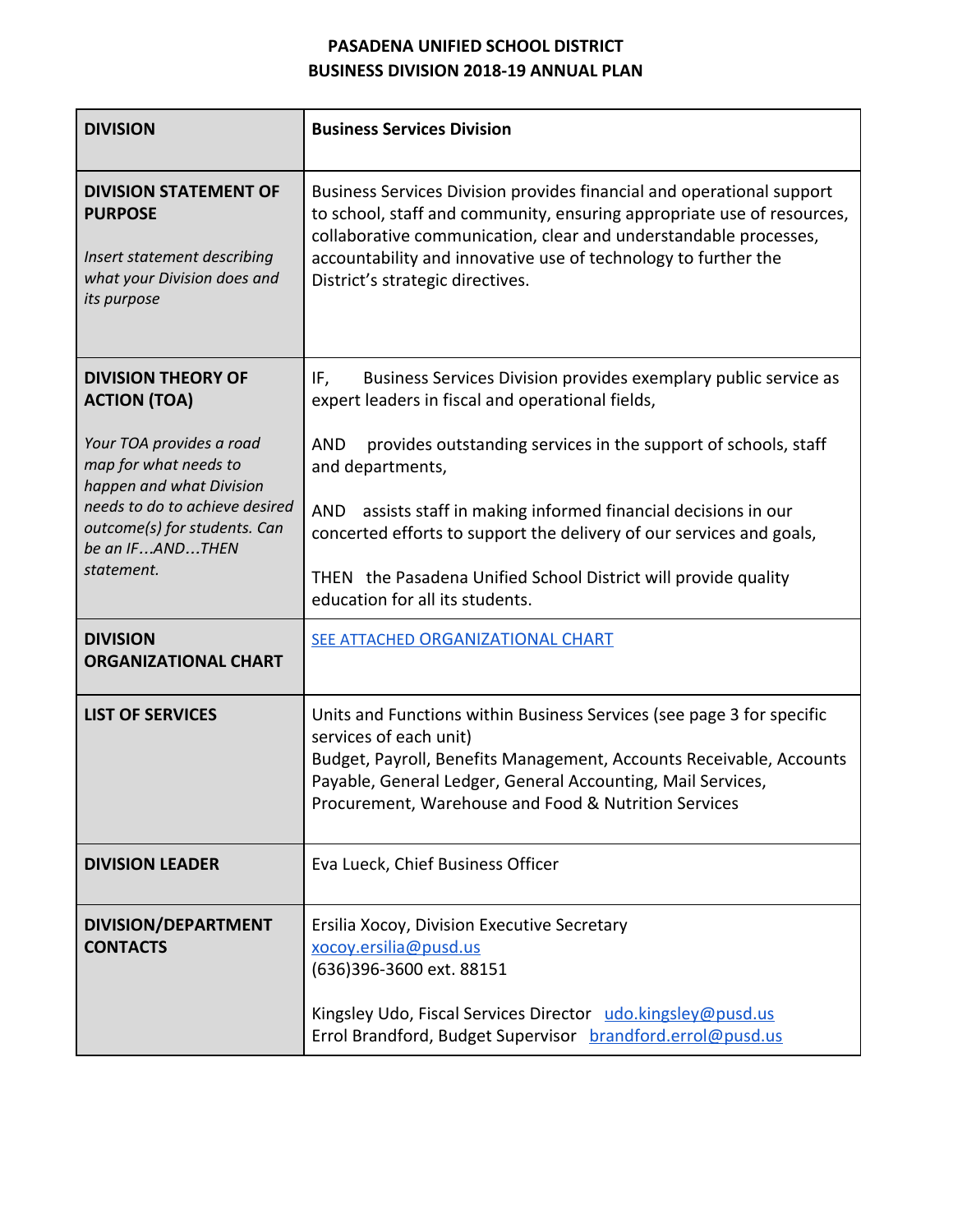# PASADENA UNIFIED SCHOOL DISTRICT
## BUSINESS DIVISION 2018-19 ANNUAL PLAN

| | |
|---|---|
| **DIVISION** | **Business Services Division** |
| **DIVISION STATEMENT OF PURPOSE**<br><br>*Insert statement describing what your Division does and its purpose* | Business Services Division provides financial and operational support to school, staff and community, ensuring appropriate use of resources, collaborative communication, clear and understandable processes, accountability and innovative use of technology to further the District's strategic directives. |
| **DIVISION THEORY OF ACTION (TOA)**<br><br>*Your TOA provides a road map for what needs to happen and what Division needs to do to achieve desired outcome(s) for students. Can be an IF...AND...THEN statement.* | IF, Business Services Division provides exemplary public service as expert leaders in fiscal and operational fields,<br><br>AND provides outstanding services in the support of schools, staff and departments,<br><br>AND assists staff in making informed financial decisions in our concerted efforts to support the delivery of our services and goals,<br><br>THEN the Pasadena Unified School District will provide quality education for all its students. |
| **DIVISION ORGANIZATIONAL CHART** | SEE ATTACHED ORGANIZATIONAL CHART |
| **LIST OF SERVICES** | Units and Functions within Business Services (see page 3 for specific services of each unit)<br>Budget, Payroll, Benefits Management, Accounts Receivable, Accounts Payable, General Ledger, General Accounting, Mail Services, Procurement, Warehouse and Food & Nutrition Services |
| **DIVISION LEADER** | Eva Lueck, Chief Business Officer |
| **DIVISION/DEPARTMENT CONTACTS** | Ersilia Xocoy, Division Executive Secretary<br>xocoy.ersilia@pusd.us<br>(636)396-3600 ext. 88151<br><br>Kingsley Udo, Fiscal Services Director udo.kingsley@pusd.us<br>Errol Brandford, Budget Supervisor brandford.errol@pusd.us |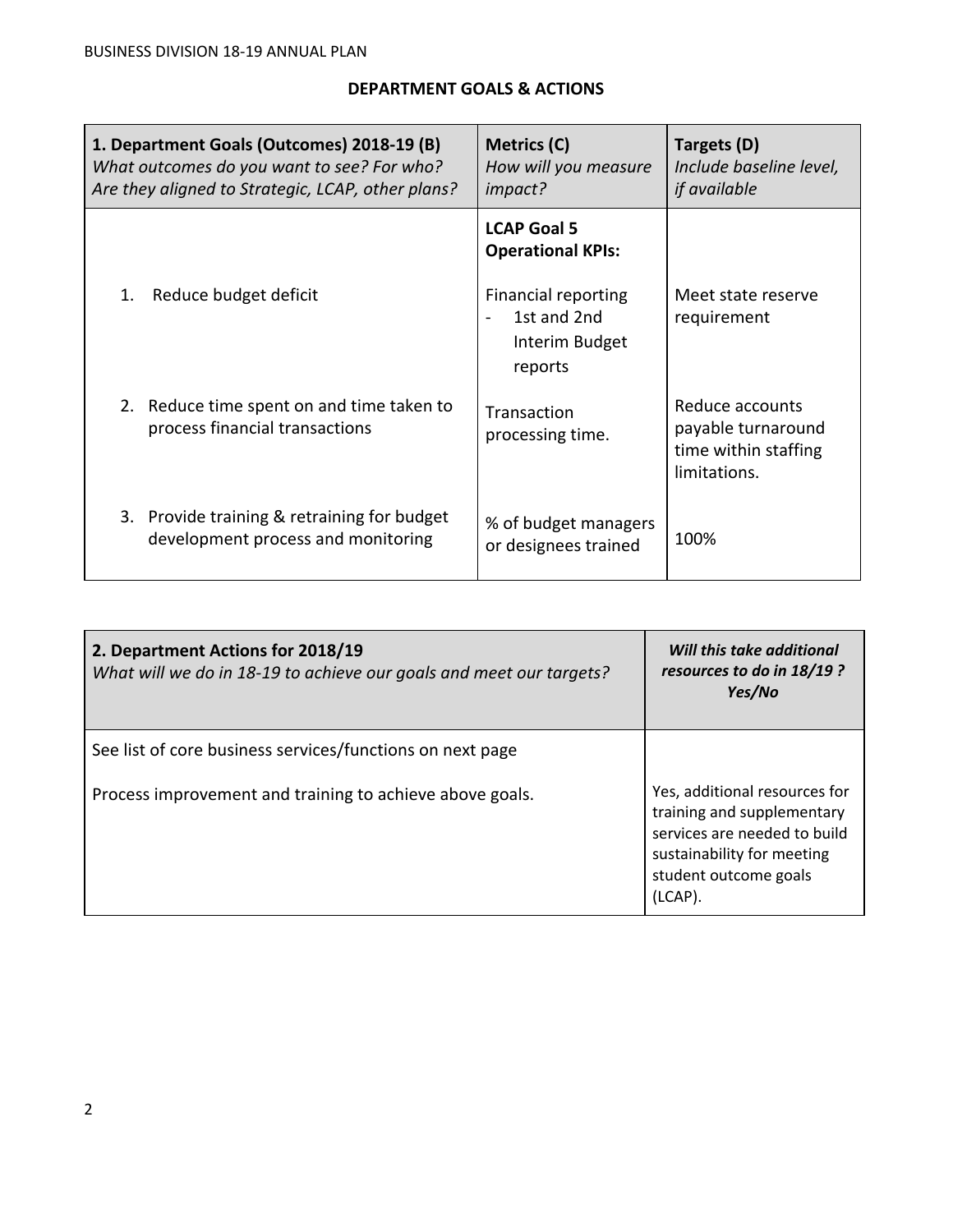## DEPARTMENT GOALS & ACTIONS

| **1. Department Goals (Outcomes) 2018-19 (B)** *What outcomes do you want to see? For who? Are they aligned to Strategic, LCAP, other plans?* | **Metrics (C)** *How will you measure impact?* | **Targets (D)** *Include baseline level, if available* |
|---|---|---|
| | **LCAP Goal 5 Operational KPIs:** | |
| 1. Reduce budget deficit | Financial reporting - 1st and 2nd Interim Budget reports | Meet state reserve requirement |
| 2. Reduce time spent on and time taken to process financial transactions | Transaction processing time. | Reduce accounts payable turnaround time within staffing limitations. |
| 3. Provide training & retraining for budget development process and monitoring | % of budget managers or designees trained | 100% |

| **2. Department Actions for 2018/19** *What will we do in 18-19 to achieve our goals and meet our targets?* | ***Will this take additional resources to do in 18/19 ? Yes/No*** |
|---|---|
| See list of core business services/functions on next page | |
| Process improvement and training to achieve above goals. | Yes, additional resources for training and supplementary services are needed to build sustainability for meeting student outcome goals (LCAP). |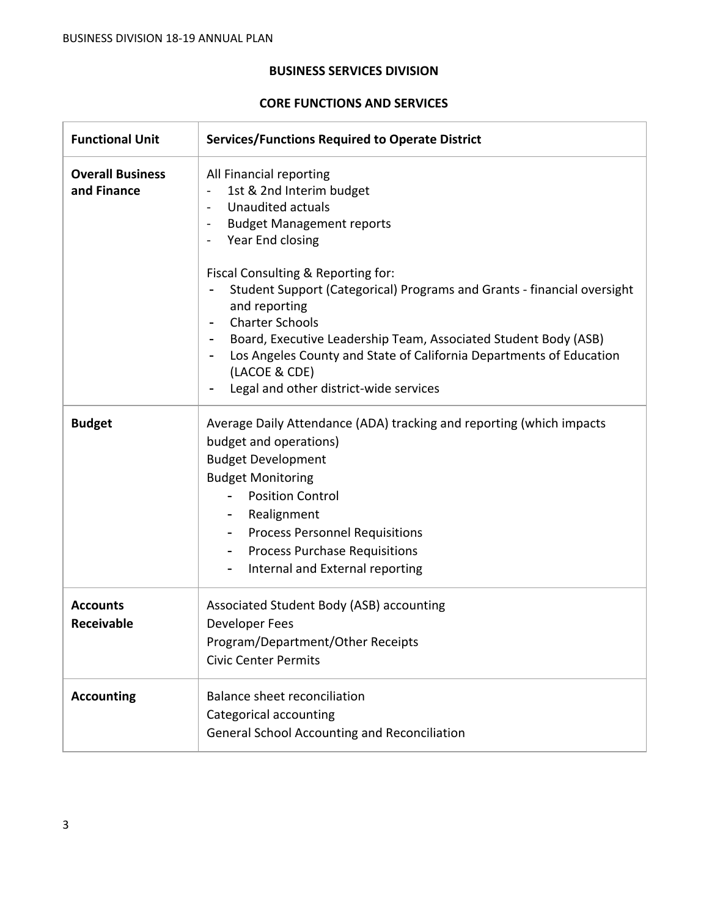## BUSINESS SERVICES DIVISION

### CORE FUNCTIONS AND SERVICES

| Functional Unit | Services/Functions Required to Operate District |
|---|---|
| **Overall Business and Finance** | All Financial reporting<br>- 1st & 2nd Interim budget<br>- Unaudited actuals<br>- Budget Management reports<br>- Year End closing<br><br>Fiscal Consulting & Reporting for:<br>- Student Support (Categorical) Programs and Grants - financial oversight and reporting<br>- Charter Schools<br>- Board, Executive Leadership Team, Associated Student Body (ASB)<br>- Los Angeles County and State of California Departments of Education (LACOE & CDE)<br>- Legal and other district-wide services |
| **Budget** | Average Daily Attendance (ADA) tracking and reporting (which impacts budget and operations)<br>Budget Development<br>Budget Monitoring<br>- Position Control<br>- Realignment<br>- Process Personnel Requisitions<br>- Process Purchase Requisitions<br>- Internal and External reporting |
| **Accounts Receivable** | Associated Student Body (ASB) accounting<br>Developer Fees<br>Program/Department/Other Receipts<br>Civic Center Permits |
| **Accounting** | Balance sheet reconciliation<br>Categorical accounting<br>General School Accounting and Reconciliation |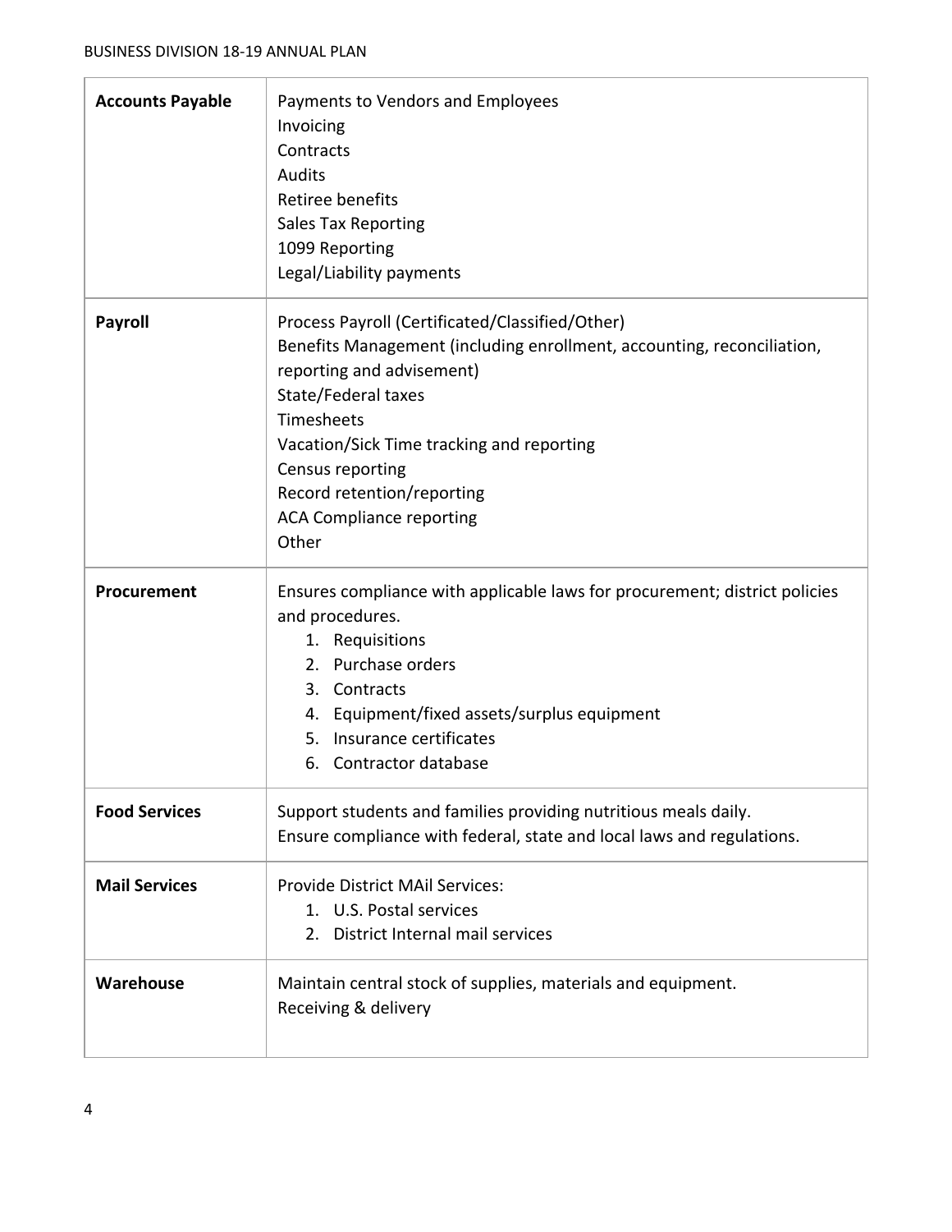| **Accounts Payable** | Payments to Vendors and Employees<br>Invoicing<br>Contracts<br>Audits<br>Retiree benefits<br>Sales Tax Reporting<br>1099 Reporting<br>Legal/Liability payments |
|---|---|
| **Payroll** | Process Payroll (Certificated/Classified/Other)<br>Benefits Management (including enrollment, accounting, reconciliation, reporting and advisement)<br>State/Federal taxes<br>Timesheets<br>Vacation/Sick Time tracking and reporting<br>Census reporting<br>Record retention/reporting<br>ACA Compliance reporting<br>Other |
| **Procurement** | Ensures compliance with applicable laws for procurement; district policies and procedures.<br>1. Requisitions<br>2. Purchase orders<br>3. Contracts<br>4. Equipment/fixed assets/surplus equipment<br>5. Insurance certificates<br>6. Contractor database |
| **Food Services** | Support students and families providing nutritious meals daily.<br>Ensure compliance with federal, state and local laws and regulations. |
| **Mail Services** | Provide District MAil Services:<br>1. U.S. Postal services<br>2. District Internal mail services |
| **Warehouse** | Maintain central stock of supplies, materials and equipment.<br>Receiving & delivery |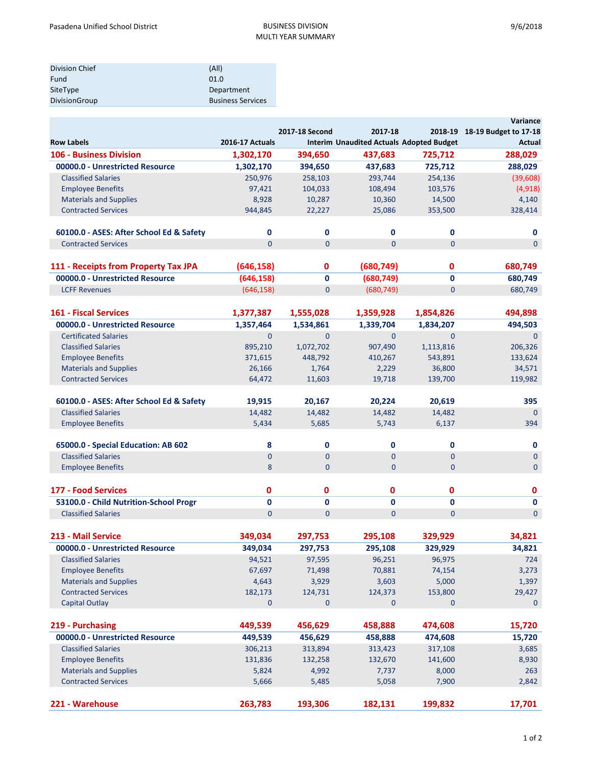Pasadena Unified School District

BUSINESS DIVISION
MULTI YEAR SUMMARY

9/6/2018

| Division Chief | (All) |
|---|---|
| Fund | 01.0 |
| SiteType | Department |
| DivisionGroup | Business Services |

| Row Labels | 2016-17 Actuals | 2017-18 Second Interim | 2017-18 Unaudited Actuals | 2018-19 Adopted Budget | Variance 18-19 Budget to 17-18 Actual |
|---|---|---|---|---|---|
| **106 - Business Division** | **1,302,170** | **394,650** | **437,683** | **725,712** | **288,029** |
| **00000.0 - Unrestricted Resource** | **1,302,170** | **394,650** | **437,683** | **725,712** | **288,029** |
| Classified Salaries | 250,976 | 258,103 | 293,744 | 254,136 | (39,608) |
| Employee Benefits | 97,421 | 104,033 | 108,494 | 103,576 | (4,918) |
| Materials and Supplies | 8,928 | 10,287 | 10,360 | 14,500 | 4,140 |
| Contracted Services | 944,845 | 22,227 | 25,086 | 353,500 | 328,414 |
| **60100.0 - ASES: After School Ed & Safety** | **0** | **0** | **0** | **0** | **0** |
| Contracted Services | 0 | 0 | 0 | 0 | 0 |
| **111 - Receipts from Property Tax JPA** | **(646,158)** | **0** | **(680,749)** | **0** | **680,749** |
| **00000.0 - Unrestricted Resource** | **(646,158)** | **0** | **(680,749)** | **0** | **680,749** |
| LCFF Revenues | (646,158) | 0 | (680,749) | 0 | 680,749 |
| **161 - Fiscal Services** | **1,377,387** | **1,555,028** | **1,359,928** | **1,854,826** | **494,898** |
| **00000.0 - Unrestricted Resource** | **1,357,464** | **1,534,861** | **1,339,704** | **1,834,207** | **494,503** |
| Certificated Salaries | 0 | 0 | 0 | 0 | 0 |
| Classified Salaries | 895,210 | 1,072,702 | 907,490 | 1,113,816 | 206,326 |
| Employee Benefits | 371,615 | 448,792 | 410,267 | 543,891 | 133,624 |
| Materials and Supplies | 26,166 | 1,764 | 2,229 | 36,800 | 34,571 |
| Contracted Services | 64,472 | 11,603 | 19,718 | 139,700 | 119,982 |
| **60100.0 - ASES: After School Ed & Safety** | **19,915** | **20,167** | **20,224** | **20,619** | **395** |
| Classified Salaries | 14,482 | 14,482 | 14,482 | 14,482 | 0 |
| Employee Benefits | 5,434 | 5,685 | 5,743 | 6,137 | 394 |
| **65000.0 - Special Education: AB 602** | **8** | **0** | **0** | **0** | **0** |
| Classified Salaries | 0 | 0 | 0 | 0 | 0 |
| Employee Benefits | 8 | 0 | 0 | 0 | 0 |
| **177 - Food Services** | **0** | **0** | **0** | **0** | **0** |
| **53100.0 - Child Nutrition-School Progr** | **0** | **0** | **0** | **0** | **0** |
| Classified Salaries | 0 | 0 | 0 | 0 | 0 |
| **213 - Mail Service** | **349,034** | **297,753** | **295,108** | **329,929** | **34,821** |
| **00000.0 - Unrestricted Resource** | **349,034** | **297,753** | **295,108** | **329,929** | **34,821** |
| Classified Salaries | 94,521 | 97,595 | 96,251 | 96,975 | 724 |
| Employee Benefits | 67,697 | 71,498 | 70,881 | 74,154 | 3,273 |
| Materials and Supplies | 4,643 | 3,929 | 3,603 | 5,000 | 1,397 |
| Contracted Services | 182,173 | 124,731 | 124,373 | 153,800 | 29,427 |
| Capital Outlay | 0 | 0 | 0 | 0 | 0 |
| **219 - Purchasing** | **449,539** | **456,629** | **458,888** | **474,608** | **15,720** |
| **00000.0 - Unrestricted Resource** | **449,539** | **456,629** | **458,888** | **474,608** | **15,720** |
| Classified Salaries | 306,213 | 313,894 | 313,423 | 317,108 | 3,685 |
| Employee Benefits | 131,836 | 132,258 | 132,670 | 141,600 | 8,930 |
| Materials and Supplies | 5,824 | 4,992 | 7,737 | 8,000 | 263 |
| Contracted Services | 5,666 | 5,485 | 5,058 | 7,900 | 2,842 |
| **221 - Warehouse** | **263,783** | **193,306** | **182,131** | **199,832** | **17,701** |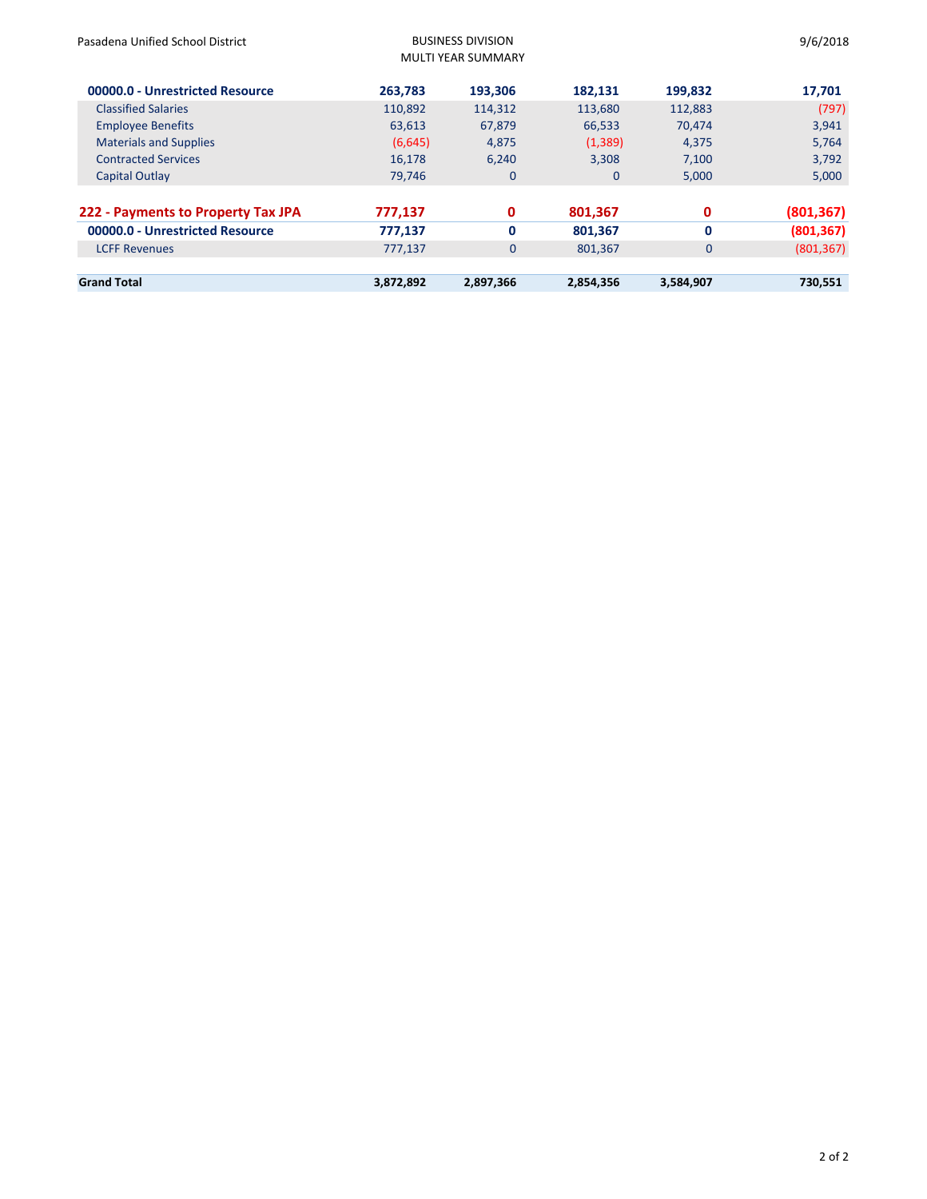| | | | | | |
|---|---|---|---|---|---|
| **00000.0 - Unrestricted Resource** | **263,783** | **193,306** | **182,131** | **199,832** | **17,701** |
| Classified Salaries | 110,892 | 114,312 | 113,680 | 112,883 | (797) |
| Employee Benefits | 63,613 | 67,879 | 66,533 | 70,474 | 3,941 |
| Materials and Supplies | (6,645) | 4,875 | (1,389) | 4,375 | 5,764 |
| Contracted Services | 16,178 | 6,240 | 3,308 | 7,100 | 3,792 |
| Capital Outlay | 79,746 | 0 | 0 | 5,000 | 5,000 |
| **222 - Payments to Property Tax JPA** | **777,137** | **0** | **801,367** | **0** | **(801,367)** |
| **00000.0 - Unrestricted Resource** | **777,137** | **0** | **801,367** | **0** | **(801,367)** |
| LCFF Revenues | 777,137 | 0 | 801,367 | 0 | (801,367) |
| **Grand Total** | **3,872,892** | **2,897,366** | **2,854,356** | **3,584,907** | **730,551** |